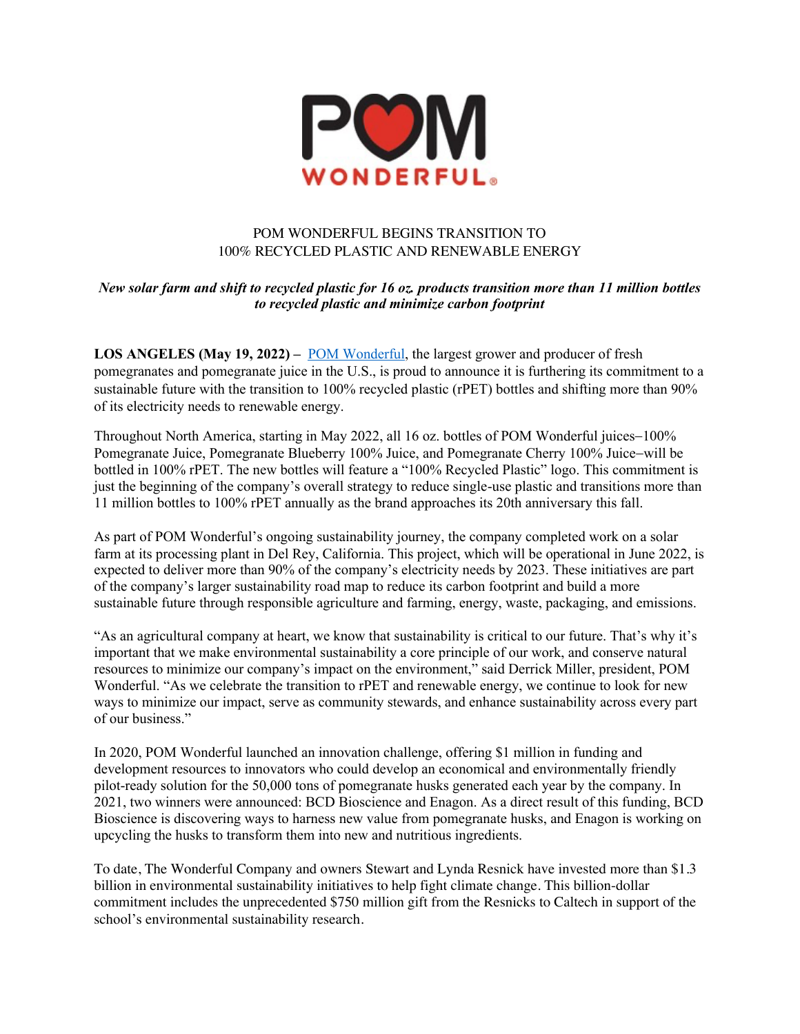POM WONDERFUL

# POM WONDERFUL BEGINS TRANSITION TO 100% RECYCLED PLASTIC AND RENEWABLE ENERGY

*New solar farm and shift to recycled plastic for 16 oz. products transition more than 11 million bottles to recycled plastic and minimize carbon footprint*

**LOS ANGELES (May 19, 2022) –** POM Wonderful, the largest grower and producer of fresh pomegranates and pomegranate juice in the U.S., is proud to announce it is furthering its commitment to a sustainable future with the transition to 100% recycled plastic (rPET) bottles and shifting more than 90% of its electricity needs to renewable energy.

Throughout North America, starting in May 2022, all 16 oz. bottles of POM Wonderful juices–100% Pomegranate Juice, Pomegranate Blueberry 100% Juice, and Pomegranate Cherry 100% Juice–will be bottled in 100% rPET. The new bottles will feature a "100% Recycled Plastic" logo. This commitment is just the beginning of the company's overall strategy to reduce single-use plastic and transitions more than 11 million bottles to 100% rPET annually as the brand approaches its 20th anniversary this fall.

As part of POM Wonderful's ongoing sustainability journey, the company completed work on a solar farm at its processing plant in Del Rey, California. This project, which will be operational in June 2022, is expected to deliver more than 90% of the company's electricity needs by 2023. These initiatives are part of the company's larger sustainability road map to reduce its carbon footprint and build a more sustainable future through responsible agriculture and farming, energy, waste, packaging, and emissions.

"As an agricultural company at heart, we know that sustainability is critical to our future. That's why it's important that we make environmental sustainability a core principle of our work, and conserve natural resources to minimize our company's impact on the environment," said Derrick Miller, president, POM Wonderful. "As we celebrate the transition to rPET and renewable energy, we continue to look for new ways to minimize our impact, serve as community stewards, and enhance sustainability across every part of our business."

In 2020, POM Wonderful launched an innovation challenge, offering $1 million in funding and development resources to innovators who could develop an economical and environmentally friendly pilot-ready solution for the 50,000 tons of pomegranate husks generated each year by the company. In 2021, two winners were announced: BCD Bioscience and Enagon. As a direct result of this funding, BCD Bioscience is discovering ways to harness new value from pomegranate husks, and Enagon is working on upcycling the husks to transform them into new and nutritious ingredients.

To date, The Wonderful Company and owners Stewart and Lynda Resnick have invested more than $1.3 billion in environmental sustainability initiatives to help fight climate change. This billion-dollar commitment includes the unprecedented $750 million gift from the Resnicks to Caltech in support of the school's environmental sustainability research.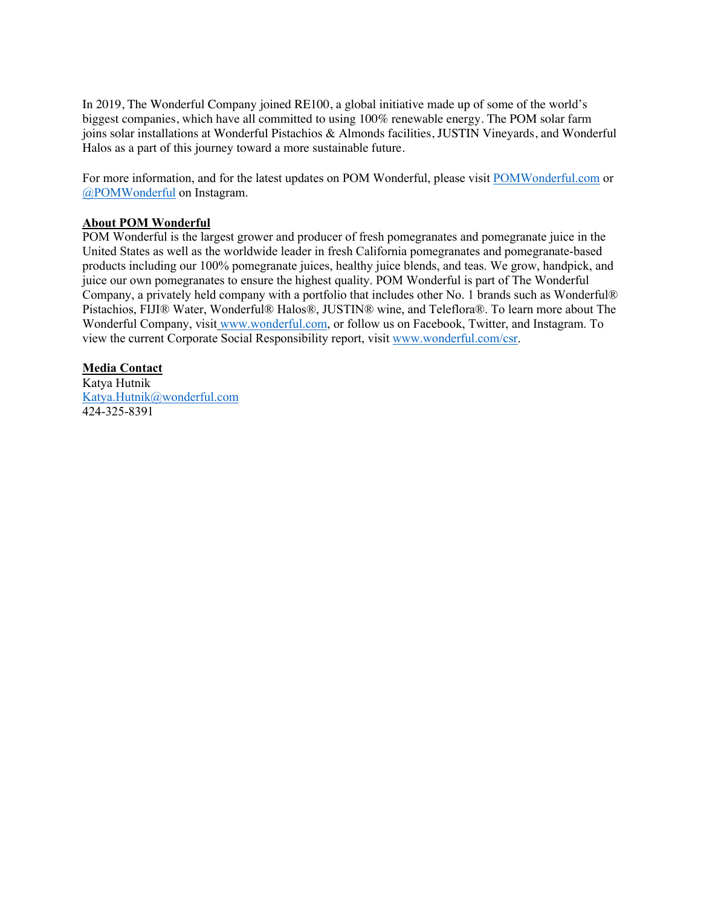In 2019, The Wonderful Company joined RE100, a global initiative made up of some of the world's biggest companies, which have all committed to using 100% renewable energy. The POM solar farm joins solar installations at Wonderful Pistachios & Almonds facilities, JUSTIN Vineyards, and Wonderful Halos as a part of this journey toward a more sustainable future.

For more information, and for the latest updates on POM Wonderful, please visit POMWonderful.com or @POMWonderful on Instagram.

**About POM Wonderful**

POM Wonderful is the largest grower and producer of fresh pomegranates and pomegranate juice in the United States as well as the worldwide leader in fresh California pomegranates and pomegranate-based products including our 100% pomegranate juices, healthy juice blends, and teas. We grow, handpick, and juice our own pomegranates to ensure the highest quality. POM Wonderful is part of The Wonderful Company, a privately held company with a portfolio that includes other No. 1 brands such as Wonderful® Pistachios, FIJI® Water, Wonderful® Halos®, JUSTIN® wine, and Teleflora®. To learn more about The Wonderful Company, visit www.wonderful.com, or follow us on Facebook, Twitter, and Instagram. To view the current Corporate Social Responsibility report, visit www.wonderful.com/csr.

**Media Contact**

Katya Hutnik
Katya.Hutnik@wonderful.com
424-325-8391